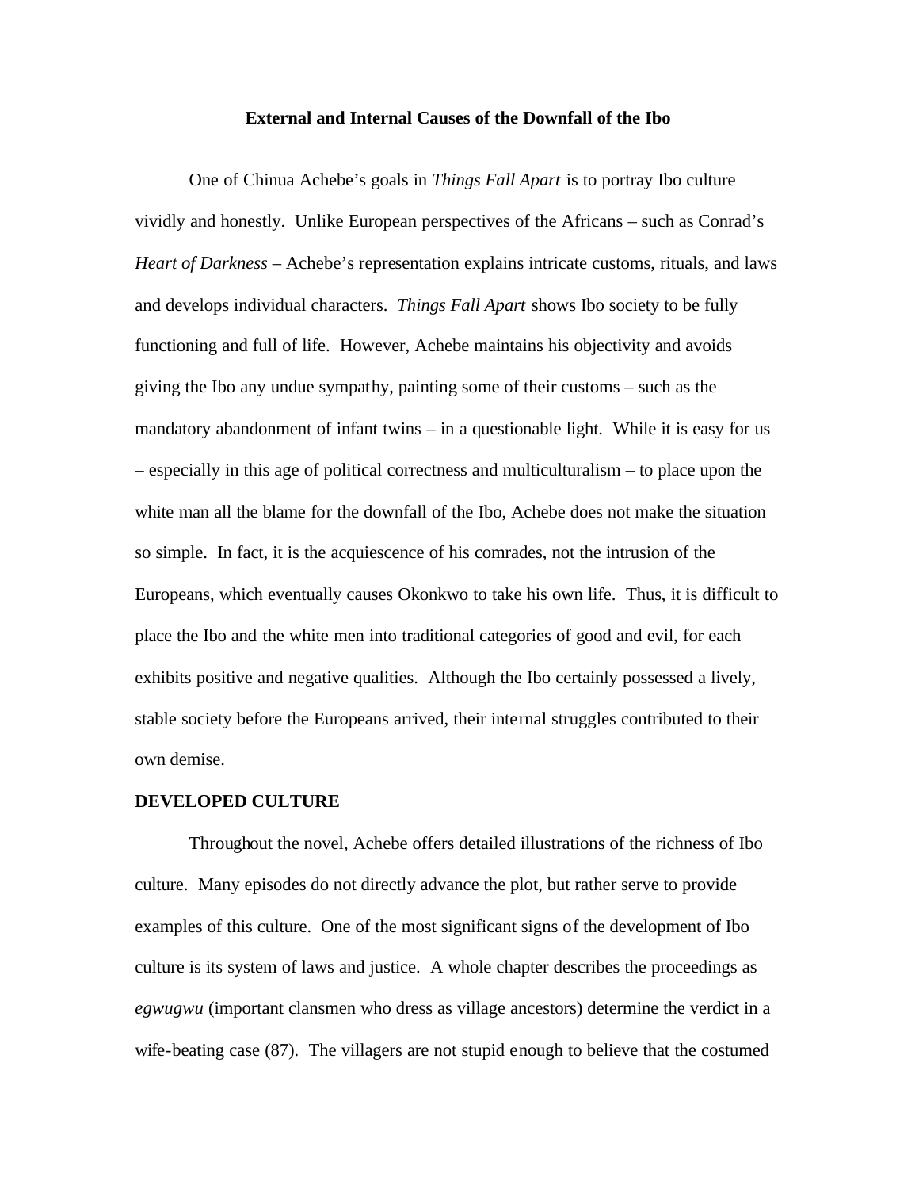# External and Internal Causes of the Downfall of the Ibo

One of Chinua Achebe's goals in *Things Fall Apart* is to portray Ibo culture vividly and honestly. Unlike European perspectives of the Africans – such as Conrad's *Heart of Darkness* – Achebe's representation explains intricate customs, rituals, and laws and develops individual characters. *Things Fall Apart* shows Ibo society to be fully functioning and full of life. However, Achebe maintains his objectivity and avoids giving the Ibo any undue sympathy, painting some of their customs – such as the mandatory abandonment of infant twins – in a questionable light. While it is easy for us – especially in this age of political correctness and multiculturalism – to place upon the white man all the blame for the downfall of the Ibo, Achebe does not make the situation so simple. In fact, it is the acquiescence of his comrades, not the intrusion of the Europeans, which eventually causes Okonkwo to take his own life. Thus, it is difficult to place the Ibo and the white men into traditional categories of good and evil, for each exhibits positive and negative qualities. Although the Ibo certainly possessed a lively, stable society before the Europeans arrived, their internal struggles contributed to their own demise.

## DEVELOPED CULTURE

Throughout the novel, Achebe offers detailed illustrations of the richness of Ibo culture. Many episodes do not directly advance the plot, but rather serve to provide examples of this culture. One of the most significant signs of the development of Ibo culture is its system of laws and justice. A whole chapter describes the proceedings as *egwugwu* (important clansmen who dress as village ancestors) determine the verdict in a wife-beating case (87). The villagers are not stupid enough to believe that the costumed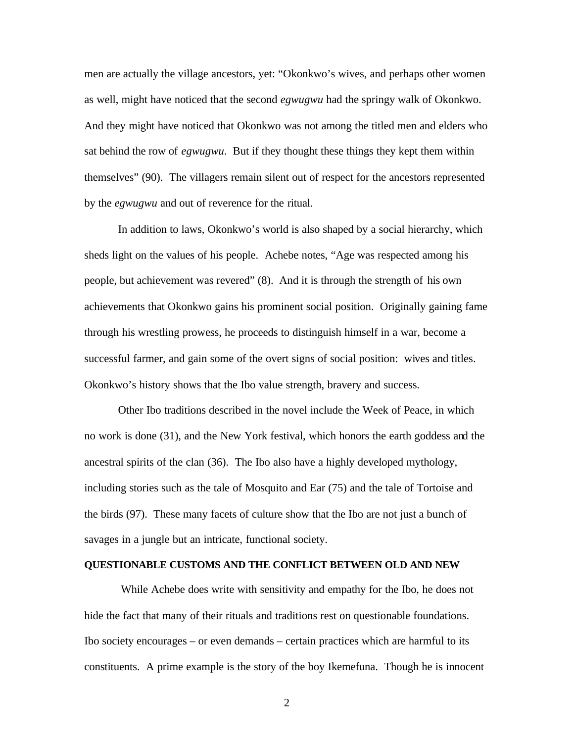men are actually the village ancestors, yet: "Okonkwo's wives, and perhaps other women as well, might have noticed that the second *egwugwu* had the springy walk of Okonkwo. And they might have noticed that Okonkwo was not among the titled men and elders who sat behind the row of *egwugwu*. But if they thought these things they kept them within themselves" (90). The villagers remain silent out of respect for the ancestors represented by the *egwugwu* and out of reverence for the ritual.

In addition to laws, Okonkwo's world is also shaped by a social hierarchy, which sheds light on the values of his people. Achebe notes, "Age was respected among his people, but achievement was revered" (8). And it is through the strength of his own achievements that Okonkwo gains his prominent social position. Originally gaining fame through his wrestling prowess, he proceeds to distinguish himself in a war, become a successful farmer, and gain some of the overt signs of social position: wives and titles. Okonkwo's history shows that the Ibo value strength, bravery and success.

Other Ibo traditions described in the novel include the Week of Peace, in which no work is done (31), and the New York festival, which honors the earth goddess and the ancestral spirits of the clan (36). The Ibo also have a highly developed mythology, including stories such as the tale of Mosquito and Ear (75) and the tale of Tortoise and the birds (97). These many facets of culture show that the Ibo are not just a bunch of savages in a jungle but an intricate, functional society.

**QUESTIONABLE CUSTOMS AND THE CONFLICT BETWEEN OLD AND NEW**

While Achebe does write with sensitivity and empathy for the Ibo, he does not hide the fact that many of their rituals and traditions rest on questionable foundations. Ibo society encourages – or even demands – certain practices which are harmful to its constituents. A prime example is the story of the boy Ikemefuna. Though he is innocent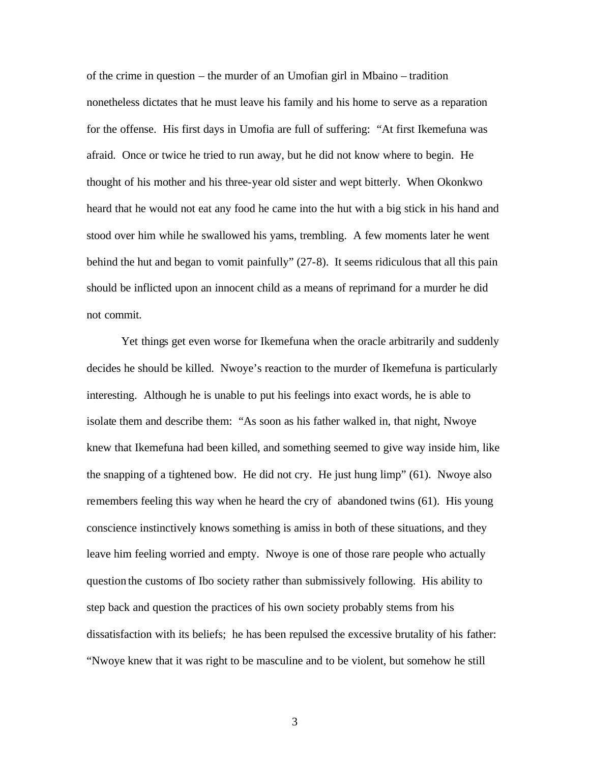of the crime in question – the murder of an Umofian girl in Mbaino – tradition nonetheless dictates that he must leave his family and his home to serve as a reparation for the offense. His first days in Umofia are full of suffering: "At first Ikemefuna was afraid. Once or twice he tried to run away, but he did not know where to begin. He thought of his mother and his three-year old sister and wept bitterly. When Okonkwo heard that he would not eat any food he came into the hut with a big stick in his hand and stood over him while he swallowed his yams, trembling. A few moments later he went behind the hut and began to vomit painfully" (27-8). It seems ridiculous that all this pain should be inflicted upon an innocent child as a means of reprimand for a murder he did not commit.

Yet things get even worse for Ikemefuna when the oracle arbitrarily and suddenly decides he should be killed. Nwoye's reaction to the murder of Ikemefuna is particularly interesting. Although he is unable to put his feelings into exact words, he is able to isolate them and describe them: "As soon as his father walked in, that night, Nwoye knew that Ikemefuna had been killed, and something seemed to give way inside him, like the snapping of a tightened bow. He did not cry. He just hung limp" (61). Nwoye also remembers feeling this way when he heard the cry of abandoned twins (61). His young conscience instinctively knows something is amiss in both of these situations, and they leave him feeling worried and empty. Nwoye is one of those rare people who actually question the customs of Ibo society rather than submissively following. His ability to step back and question the practices of his own society probably stems from his dissatisfaction with its beliefs; he has been repulsed the excessive brutality of his father: "Nwoye knew that it was right to be masculine and to be violent, but somehow he still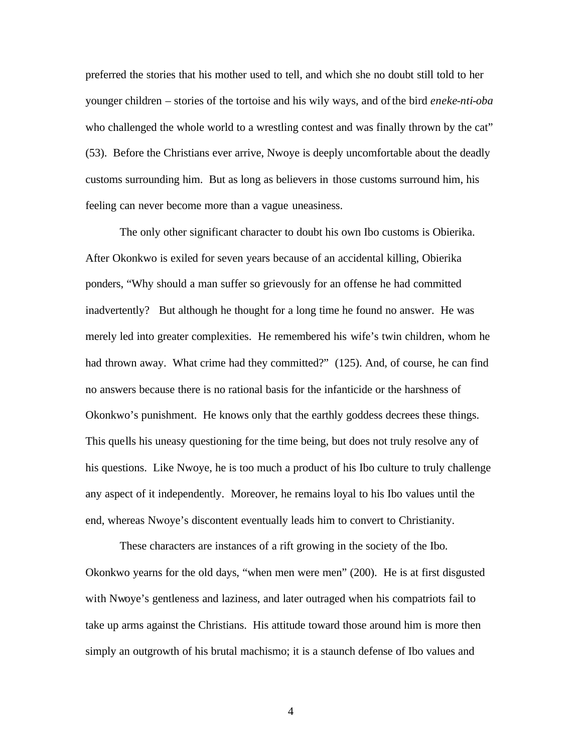preferred the stories that his mother used to tell, and which she no doubt still told to her younger children – stories of the tortoise and his wily ways, and of the bird *eneke-nti-oba* who challenged the whole world to a wrestling contest and was finally thrown by the cat" (53). Before the Christians ever arrive, Nwoye is deeply uncomfortable about the deadly customs surrounding him. But as long as believers in those customs surround him, his feeling can never become more than a vague uneasiness.

The only other significant character to doubt his own Ibo customs is Obierika. After Okonkwo is exiled for seven years because of an accidental killing, Obierika ponders, "Why should a man suffer so grievously for an offense he had committed inadvertently? But although he thought for a long time he found no answer. He was merely led into greater complexities. He remembered his wife's twin children, whom he had thrown away. What crime had they committed?" (125). And, of course, he can find no answers because there is no rational basis for the infanticide or the harshness of Okonkwo's punishment. He knows only that the earthly goddess decrees these things. This quells his uneasy questioning for the time being, but does not truly resolve any of his questions. Like Nwoye, he is too much a product of his Ibo culture to truly challenge any aspect of it independently. Moreover, he remains loyal to his Ibo values until the end, whereas Nwoye's discontent eventually leads him to convert to Christianity.

These characters are instances of a rift growing in the society of the Ibo. Okonkwo yearns for the old days, "when men were men" (200). He is at first disgusted with Nwoye's gentleness and laziness, and later outraged when his compatriots fail to take up arms against the Christians. His attitude toward those around him is more then simply an outgrowth of his brutal machismo; it is a staunch defense of Ibo values and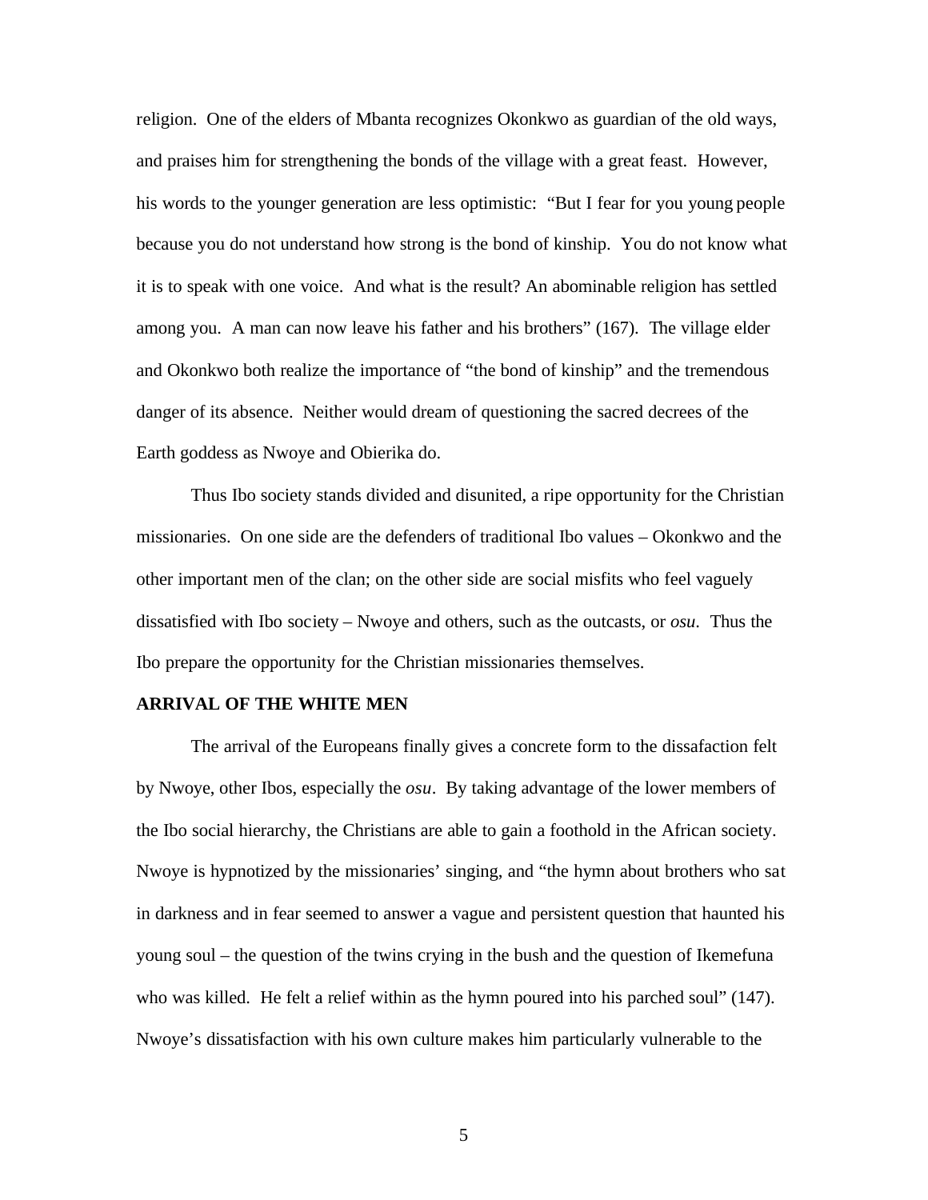religion. One of the elders of Mbanta recognizes Okonkwo as guardian of the old ways, and praises him for strengthening the bonds of the village with a great feast. However, his words to the younger generation are less optimistic: "But I fear for you young people because you do not understand how strong is the bond of kinship. You do not know what it is to speak with one voice. And what is the result? An abominable religion has settled among you. A man can now leave his father and his brothers" (167). The village elder and Okonkwo both realize the importance of "the bond of kinship" and the tremendous danger of its absence. Neither would dream of questioning the sacred decrees of the Earth goddess as Nwoye and Obierika do.

Thus Ibo society stands divided and disunited, a ripe opportunity for the Christian missionaries. On one side are the defenders of traditional Ibo values – Okonkwo and the other important men of the clan; on the other side are social misfits who feel vaguely dissatisfied with Ibo society – Nwoye and others, such as the outcasts, or *osu*. Thus the Ibo prepare the opportunity for the Christian missionaries themselves.

**ARRIVAL OF THE WHITE MEN**

The arrival of the Europeans finally gives a concrete form to the dissafaction felt by Nwoye, other Ibos, especially the *osu*. By taking advantage of the lower members of the Ibo social hierarchy, the Christians are able to gain a foothold in the African society. Nwoye is hypnotized by the missionaries' singing, and "the hymn about brothers who sat in darkness and in fear seemed to answer a vague and persistent question that haunted his young soul – the question of the twins crying in the bush and the question of Ikemefuna who was killed. He felt a relief within as the hymn poured into his parched soul" (147). Nwoye's dissatisfaction with his own culture makes him particularly vulnerable to the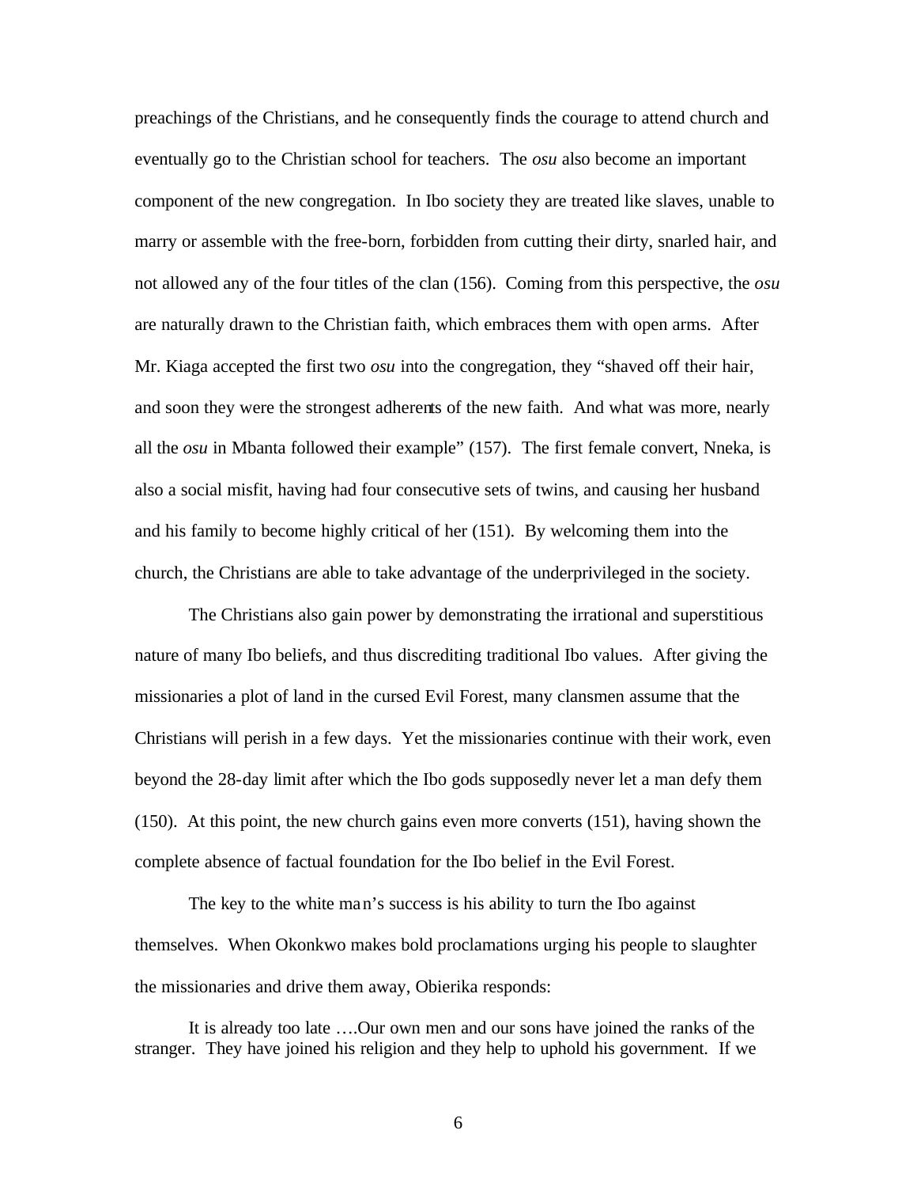preachings of the Christians, and he consequently finds the courage to attend church and eventually go to the Christian school for teachers. The *osu* also become an important component of the new congregation. In Ibo society they are treated like slaves, unable to marry or assemble with the free-born, forbidden from cutting their dirty, snarled hair, and not allowed any of the four titles of the clan (156). Coming from this perspective, the *osu* are naturally drawn to the Christian faith, which embraces them with open arms. After Mr. Kiaga accepted the first two *osu* into the congregation, they "shaved off their hair, and soon they were the strongest adherents of the new faith. And what was more, nearly all the *osu* in Mbanta followed their example" (157). The first female convert, Nneka, is also a social misfit, having had four consecutive sets of twins, and causing her husband and his family to become highly critical of her (151). By welcoming them into the church, the Christians are able to take advantage of the underprivileged in the society.

The Christians also gain power by demonstrating the irrational and superstitious nature of many Ibo beliefs, and thus discrediting traditional Ibo values. After giving the missionaries a plot of land in the cursed Evil Forest, many clansmen assume that the Christians will perish in a few days. Yet the missionaries continue with their work, even beyond the 28-day limit after which the Ibo gods supposedly never let a man defy them (150). At this point, the new church gains even more converts (151), having shown the complete absence of factual foundation for the Ibo belief in the Evil Forest.

The key to the white man's success is his ability to turn the Ibo against themselves. When Okonkwo makes bold proclamations urging his people to slaughter the missionaries and drive them away, Obierika responds:

> It is already too late ….Our own men and our sons have joined the ranks of the stranger. They have joined his religion and they help to uphold his government. If we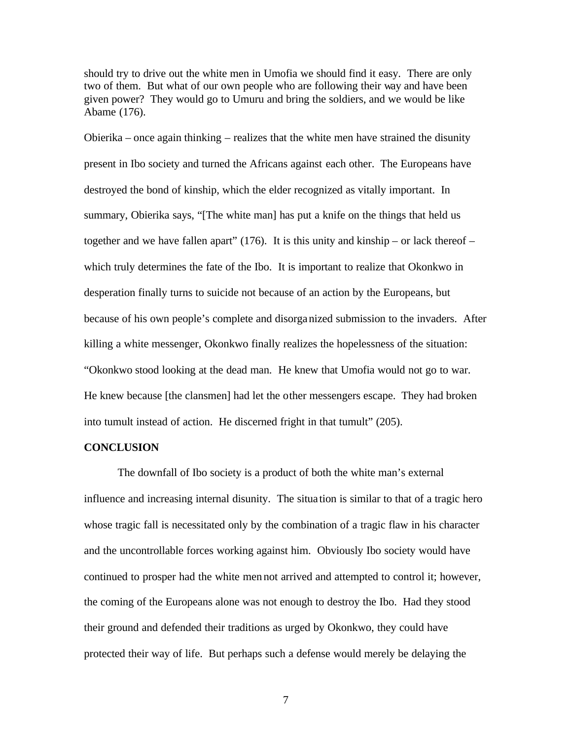should try to drive out the white men in Umofia we should find it easy. There are only two of them. But what of our own people who are following their way and have been given power? They would go to Umuru and bring the soldiers, and we would be like Abame (176).

Obierika – once again thinking – realizes that the white men have strained the disunity present in Ibo society and turned the Africans against each other. The Europeans have destroyed the bond of kinship, which the elder recognized as vitally important. In summary, Obierika says, "[The white man] has put a knife on the things that held us together and we have fallen apart" (176). It is this unity and kinship – or lack thereof – which truly determines the fate of the Ibo. It is important to realize that Okonkwo in desperation finally turns to suicide not because of an action by the Europeans, but because of his own people's complete and disorganized submission to the invaders. After killing a white messenger, Okonkwo finally realizes the hopelessness of the situation: "Okonkwo stood looking at the dead man. He knew that Umofia would not go to war. He knew because [the clansmen] had let the other messengers escape. They had broken into tumult instead of action. He discerned fright in that tumult" (205).

**CONCLUSION**

The downfall of Ibo society is a product of both the white man's external influence and increasing internal disunity. The situation is similar to that of a tragic hero whose tragic fall is necessitated only by the combination of a tragic flaw in his character and the uncontrollable forces working against him. Obviously Ibo society would have continued to prosper had the white men not arrived and attempted to control it; however, the coming of the Europeans alone was not enough to destroy the Ibo. Had they stood their ground and defended their traditions as urged by Okonkwo, they could have protected their way of life. But perhaps such a defense would merely be delaying the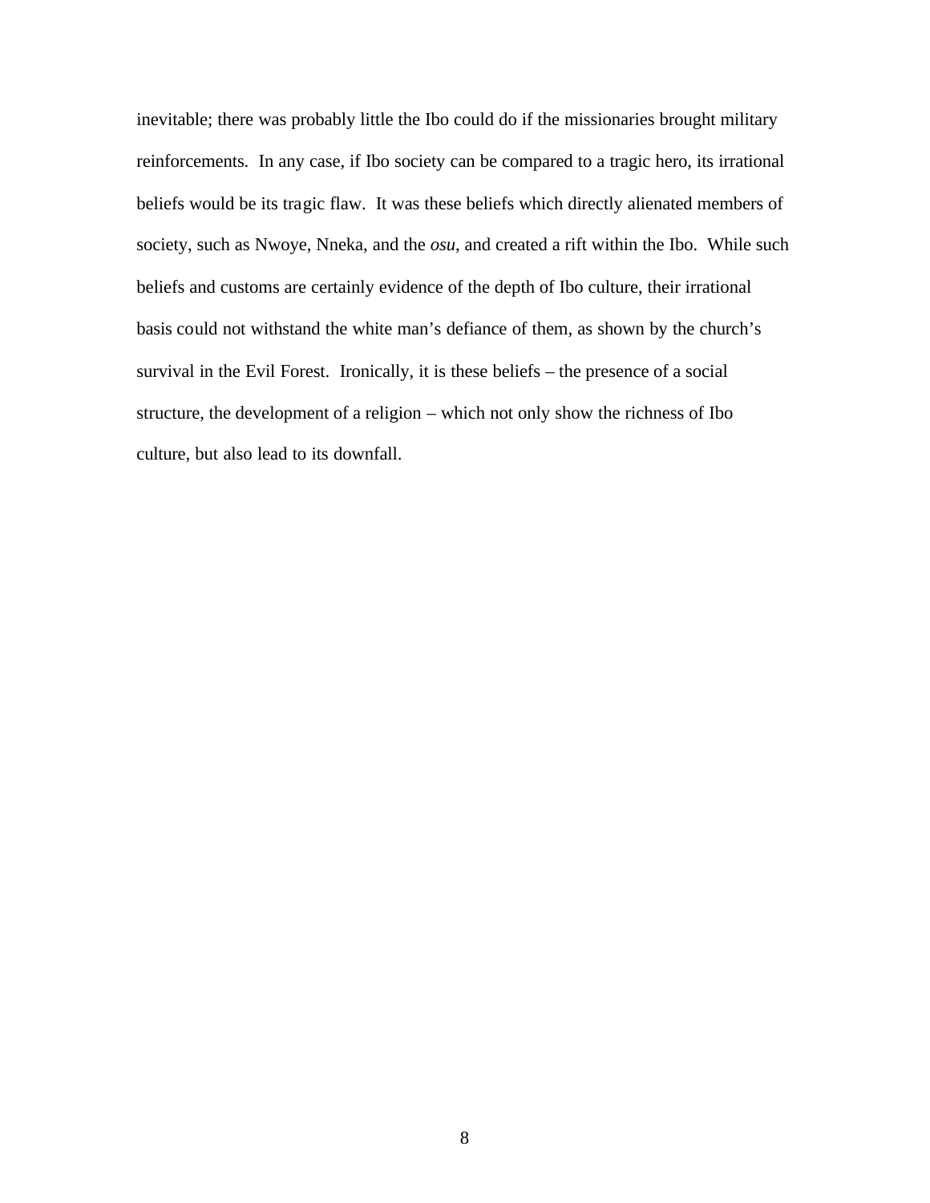inevitable; there was probably little the Ibo could do if the missionaries brought military reinforcements. In any case, if Ibo society can be compared to a tragic hero, its irrational beliefs would be its tragic flaw. It was these beliefs which directly alienated members of society, such as Nwoye, Nneka, and the *osu*, and created a rift within the Ibo. While such beliefs and customs are certainly evidence of the depth of Ibo culture, their irrational basis could not withstand the white man's defiance of them, as shown by the church's survival in the Evil Forest. Ironically, it is these beliefs – the presence of a social structure, the development of a religion – which not only show the richness of Ibo culture, but also lead to its downfall.